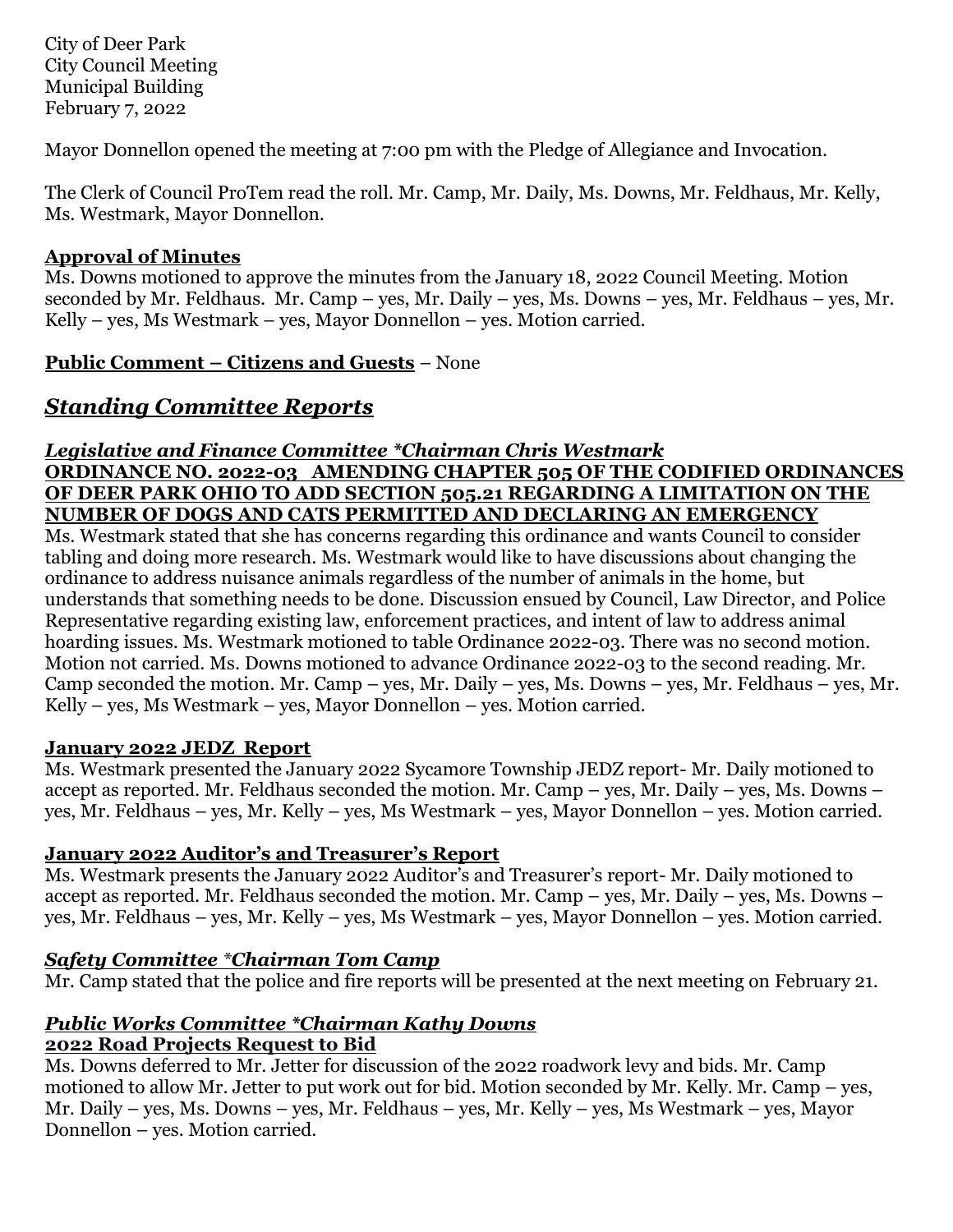City of Deer Park
City Council Meeting
Municipal Building
February 7, 2022

Mayor Donnellon opened the meeting at 7:00 pm with the Pledge of Allegiance and Invocation.

The Clerk of Council ProTem read the roll. Mr. Camp, Mr. Daily, Ms. Downs, Mr. Feldhaus, Mr. Kelly, Ms. Westmark, Mayor Donnellon.

**Approval of Minutes**

Ms. Downs motioned to approve the minutes from the January 18, 2022 Council Meeting. Motion seconded by Mr. Feldhaus. Mr. Camp – yes, Mr. Daily – yes, Ms. Downs – yes, Mr. Feldhaus – yes, Mr. Kelly – yes, Ms Westmark – yes, Mayor Donnellon – yes. Motion carried.

**Public Comment – Citizens and Guests** – None

## *Standing Committee Reports*

### *Legislative and Finance Committee *Chairman Chris Westmark*

**ORDINANCE NO. 2022-03 AMENDING CHAPTER 505 OF THE CODIFIED ORDINANCES OF DEER PARK OHIO TO ADD SECTION 505.21 REGARDING A LIMITATION ON THE NUMBER OF DOGS AND CATS PERMITTED AND DECLARING AN EMERGENCY**

Ms. Westmark stated that she has concerns regarding this ordinance and wants Council to consider tabling and doing more research. Ms. Westmark would like to have discussions about changing the ordinance to address nuisance animals regardless of the number of animals in the home, but understands that something needs to be done. Discussion ensued by Council, Law Director, and Police Representative regarding existing law, enforcement practices, and intent of law to address animal hoarding issues. Ms. Westmark motioned to table Ordinance 2022-03. There was no second motion. Motion not carried. Ms. Downs motioned to advance Ordinance 2022-03 to the second reading. Mr. Camp seconded the motion. Mr. Camp – yes, Mr. Daily – yes, Ms. Downs – yes, Mr. Feldhaus – yes, Mr. Kelly – yes, Ms Westmark – yes, Mayor Donnellon – yes. Motion carried.

**January 2022 JEDZ Report**

Ms. Westmark presented the January 2022 Sycamore Township JEDZ report- Mr. Daily motioned to accept as reported. Mr. Feldhaus seconded the motion. Mr. Camp – yes, Mr. Daily – yes, Ms. Downs – yes, Mr. Feldhaus – yes, Mr. Kelly – yes, Ms Westmark – yes, Mayor Donnellon – yes. Motion carried.

**January 2022 Auditor's and Treasurer's Report**

Ms. Westmark presents the January 2022 Auditor's and Treasurer's report- Mr. Daily motioned to accept as reported. Mr. Feldhaus seconded the motion. Mr. Camp – yes, Mr. Daily – yes, Ms. Downs – yes, Mr. Feldhaus – yes, Mr. Kelly – yes, Ms Westmark – yes, Mayor Donnellon – yes. Motion carried.

### *Safety Committee *Chairman Tom Camp*

Mr. Camp stated that the police and fire reports will be presented at the next meeting on February 21.

### *Public Works Committee *Chairman Kathy Downs*

**2022 Road Projects Request to Bid**

Ms. Downs deferred to Mr. Jetter for discussion of the 2022 roadwork levy and bids. Mr. Camp motioned to allow Mr. Jetter to put work out for bid. Motion seconded by Mr. Kelly. Mr. Camp – yes, Mr. Daily – yes, Ms. Downs – yes, Mr. Feldhaus – yes, Mr. Kelly – yes, Ms Westmark – yes, Mayor Donnellon – yes. Motion carried.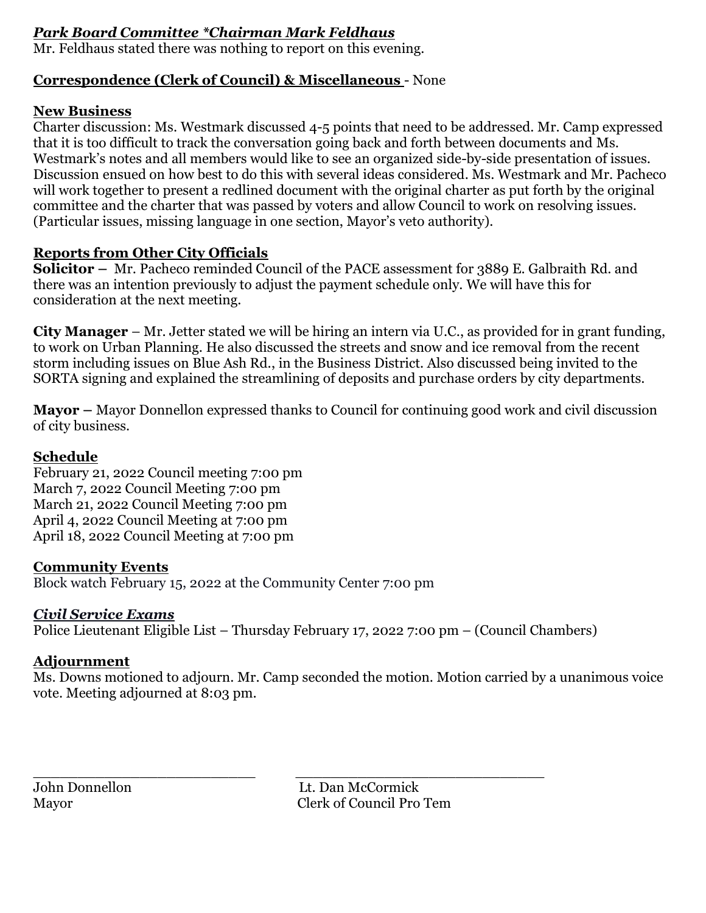***Park Board Committee *Chairman Mark Feldhaus***

Mr. Feldhaus stated there was nothing to report on this evening.

**Correspondence (Clerk of Council) & Miscellaneous** - None

**New Business**

Charter discussion: Ms. Westmark discussed 4-5 points that need to be addressed. Mr. Camp expressed that it is too difficult to track the conversation going back and forth between documents and Ms. Westmark's notes and all members would like to see an organized side-by-side presentation of issues. Discussion ensued on how best to do this with several ideas considered. Ms. Westmark and Mr. Pacheco will work together to present a redlined document with the original charter as put forth by the original committee and the charter that was passed by voters and allow Council to work on resolving issues. (Particular issues, missing language in one section, Mayor's veto authority).

**Reports from Other City Officials**

**Solicitor –** Mr. Pacheco reminded Council of the PACE assessment for 3889 E. Galbraith Rd. and there was an intention previously to adjust the payment schedule only. We will have this for consideration at the next meeting.

**City Manager** – Mr. Jetter stated we will be hiring an intern via U.C., as provided for in grant funding, to work on Urban Planning. He also discussed the streets and snow and ice removal from the recent storm including issues on Blue Ash Rd., in the Business District. Also discussed being invited to the SORTA signing and explained the streamlining of deposits and purchase orders by city departments.

**Mayor –** Mayor Donnellon expressed thanks to Council for continuing good work and civil discussion of city business.

**Schedule**

February 21, 2022 Council meeting 7:00 pm
March 7, 2022 Council Meeting 7:00 pm
March 21, 2022 Council Meeting 7:00 pm
April 4, 2022 Council Meeting at 7:00 pm
April 18, 2022 Council Meeting at 7:00 pm

**Community Events**

Block watch February 15, 2022 at the Community Center 7:00 pm

***Civil Service Exams***

Police Lieutenant Eligible List – Thursday February 17, 2022 7:00 pm – (Council Chambers)

**Adjournment**

Ms. Downs motioned to adjourn. Mr. Camp seconded the motion. Motion carried by a unanimous voice vote. Meeting adjourned at 8:03 pm.

\_\_\_\_\_\_\_\_\_\_\_\_\_\_\_\_\_\_\_\_\_\_\_\_\_\_\_\_ \_\_\_\_\_\_\_\_\_\_\_\_\_\_\_\_\_\_\_\_\_\_\_\_\_\_\_\_\_\_

John Donnellon — Mayor

Lt. Dan McCormick — Clerk of Council Pro Tem